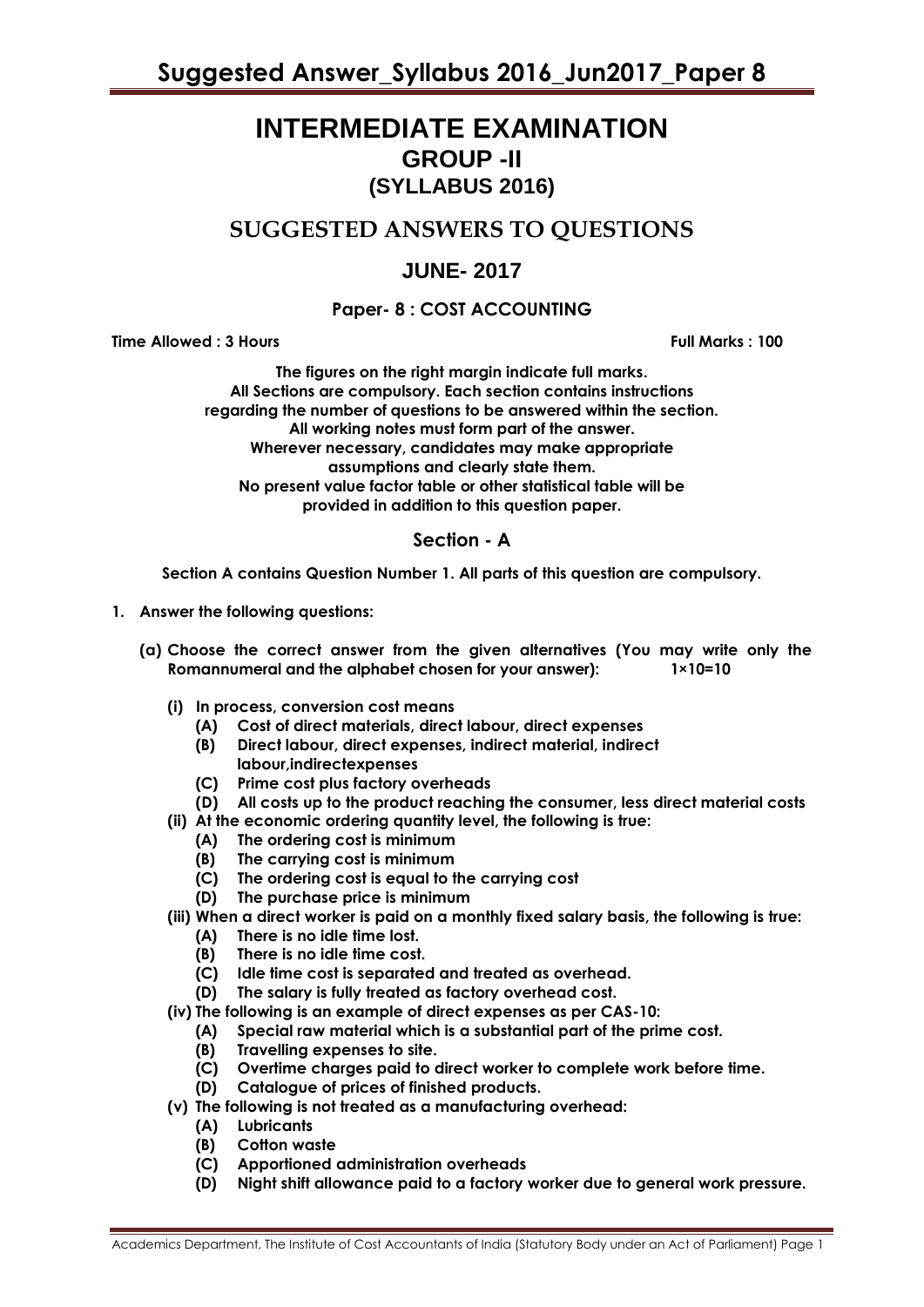# INTERMEDIATE EXAMINATION

## GROUP -II

## (SYLLABUS 2016)

## SUGGESTED ANSWERS TO QUESTIONS

## JUNE- 2017

### Paper- 8 : COST ACCOUNTING

**Time Allowed : 3 Hours** **Full Marks : 100**

**The figures on the right margin indicate full marks.**
**All Sections are compulsory. Each section contains instructions regarding the number of questions to be answered within the section.**
**All working notes must form part of the answer.**
**Wherever necessary, candidates may make appropriate assumptions and clearly state them.**
**No present value factor table or other statistical table will be provided in addition to this question paper.**

### Section - A

**Section A contains Question Number 1. All parts of this question are compulsory.**

**1. Answer the following questions:**

**(a) Choose the correct answer from the given alternatives (You may write only the Romannumeral and the alphabet chosen for your answer): 1×10=10**

**(i) In process, conversion cost means**
- **(A) Cost of direct materials, direct labour, direct expenses**
- **(B) Direct labour, direct expenses, indirect material, indirect labour,indirectexpenses**
- **(C) Prime cost plus factory overheads**
- **(D) All costs up to the product reaching the consumer, less direct material costs**

**(ii) At the economic ordering quantity level, the following is true:**
- **(A) The ordering cost is minimum**
- **(B) The carrying cost is minimum**
- **(C) The ordering cost is equal to the carrying cost**
- **(D) The purchase price is minimum**

**(iii) When a direct worker is paid on a monthly fixed salary basis, the following is true:**
- **(A) There is no idle time lost.**
- **(B) There is no idle time cost.**
- **(C) Idle time cost is separated and treated as overhead.**
- **(D) The salary is fully treated as factory overhead cost.**

**(iv) The following is an example of direct expenses as per CAS-10:**
- **(A) Special raw material which is a substantial part of the prime cost.**
- **(B) Travelling expenses to site.**
- **(C) Overtime charges paid to direct worker to complete work before time.**
- **(D) Catalogue of prices of finished products.**

**(v) The following is not treated as a manufacturing overhead:**
- **(A) Lubricants**
- **(B) Cotton waste**
- **(C) Apportioned administration overheads**
- **(D) Night shift allowance paid to a factory worker due to general work pressure.**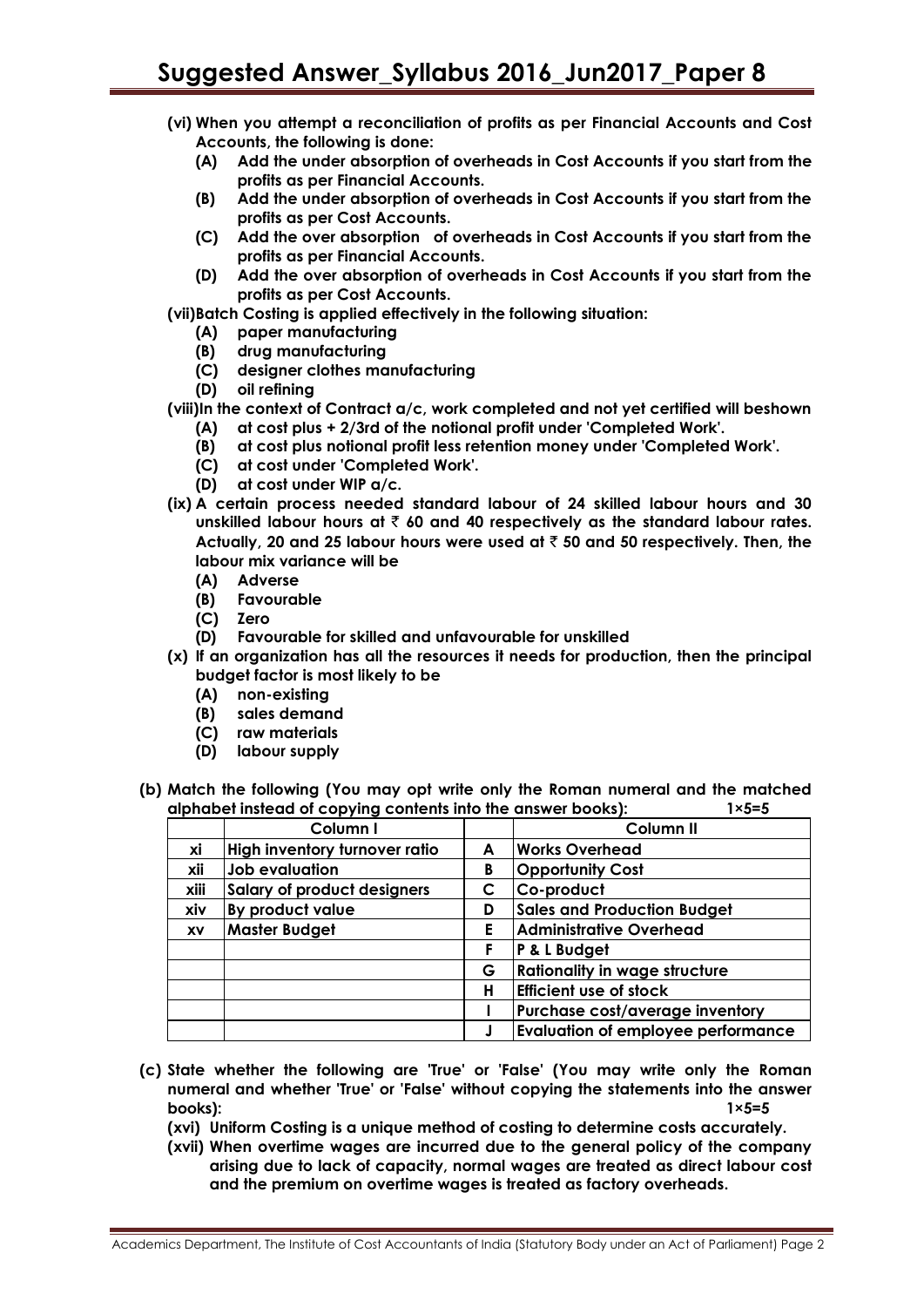**(vi) When you attempt a reconciliation of profits as per Financial Accounts and Cost Accounts, the following is done:**

- **(A) Add the under absorption of overheads in Cost Accounts if you start from the profits as per Financial Accounts.**
- **(B) Add the under absorption of overheads in Cost Accounts if you start from the profits as per Cost Accounts.**
- **(C) Add the over absorption of overheads in Cost Accounts if you start from the profits as per Financial Accounts.**
- **(D) Add the over absorption of overheads in Cost Accounts if you start from the profits as per Cost Accounts.**

**(vii) Batch Costing is applied effectively in the following situation:**

- **(A) paper manufacturing**
- **(B) drug manufacturing**
- **(C) designer clothes manufacturing**
- **(D) oil refining**

**(viii) In the context of Contract a/c, work completed and not yet certified will beshown**

- **(A) at cost plus + 2/3rd of the notional profit under 'Completed Work'.**
- **(B) at cost plus notional profit less retention money under 'Completed Work'.**
- **(C) at cost under 'Completed Work'.**
- **(D) at cost under WIP a/c.**

**(ix) A certain process needed standard labour of 24 skilled labour hours and 30 unskilled labour hours at ₹ 60 and 40 respectively as the standard labour rates. Actually, 20 and 25 labour hours were used at ₹ 50 and 50 respectively. Then, the labour mix variance will be**

- **(A) Adverse**
- **(B) Favourable**
- **(C) Zero**
- **(D) Favourable for skilled and unfavourable for unskilled**

**(x) If an organization has all the resources it needs for production, then the principal budget factor is most likely to be**

- **(A) non-existing**
- **(B) sales demand**
- **(C) raw materials**
- **(D) labour supply**

**(b) Match the following (You may opt write only the Roman numeral and the matched alphabet instead of copying contents into the answer books): 1×5=5**

| | Column I | | Column II |
|---|---|---|---|
| xi | High inventory turnover ratio | A | Works Overhead |
| xii | Job evaluation | B | Opportunity Cost |
| xiii | Salary of product designers | C | Co-product |
| xiv | By product value | D | Sales and Production Budget |
| xv | Master Budget | E | Administrative Overhead |
| | | F | P & L Budget |
| | | G | Rationality in wage structure |
| | | H | Efficient use of stock |
| | | I | Purchase cost/average inventory |
| | | J | Evaluation of employee performance |

**(c) State whether the following are 'True' or 'False' (You may write only the Roman numeral and whether 'True' or 'False' without copying the statements into the answer books): 1×5=5**

**(xvi) Uniform Costing is a unique method of costing to determine costs accurately.**

**(xvii) When overtime wages are incurred due to the general policy of the company arising due to lack of capacity, normal wages are treated as direct labour cost and the premium on overtime wages is treated as factory overheads.**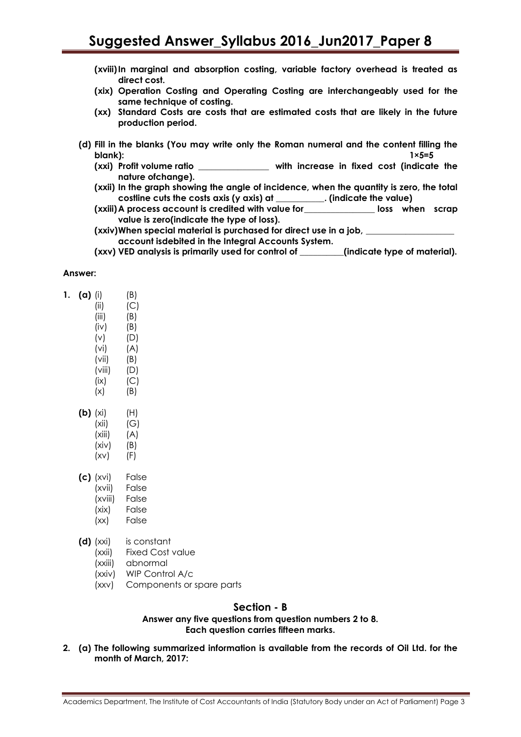**(xviii) In marginal and absorption costing, variable factory overhead is treated as direct cost.**

**(xix) Operation Costing and Operating Costing are interchangeably used for the same technique of costing.**

**(xx) Standard Costs are costs that are estimated costs that are likely in the future production period.**

**(d) Fill in the blanks (You may write only the Roman numeral and the content filling the blank): 1×5=5**

**(xxi) Profit volume ratio _______________ with increase in fixed cost (indicate the nature ofchange).**

**(xxii) In the graph showing the angle of incidence, when the quantity is zero, the total costline cuts the costs axis (y axis) at __________. (indicate the value)**

**(xxiii) A process account is credited with value for_______________ loss when scrap value is zero(indicate the type of loss).**

**(xxiv) When special material is purchased for direct use in a job, __________________ account isdebited in the Integral Accounts System.**

**(xxv) VED analysis is primarily used for control of _________(indicate type of material).**

**Answer:**

1. **(a)**
   - (i) (B)
   - (ii) (C)
   - (iii) (B)
   - (iv) (B)
   - (v) (D)
   - (vi) (A)
   - (vii) (B)
   - (viii) (D)
   - (ix) (C)
   - (x) (B)

   **(b)**
   - (xi) (H)
   - (xii) (G)
   - (xiii) (A)
   - (xiv) (B)
   - (xv) (F)

   **(c)**
   - (xvi) False
   - (xvii) False
   - (xviii) False
   - (xix) False
   - (xx) False

   **(d)**
   - (xxi) is constant
   - (xxii) Fixed Cost value
   - (xxiii) abnormal
   - (xxiv) WIP Control A/c
   - (xxv) Components or spare parts

## Section - B

**Answer any five questions from question numbers 2 to 8.**
**Each question carries fifteen marks.**

2. **(a) The following summarized information is available from the records of Oil Ltd. for the month of March, 2017:**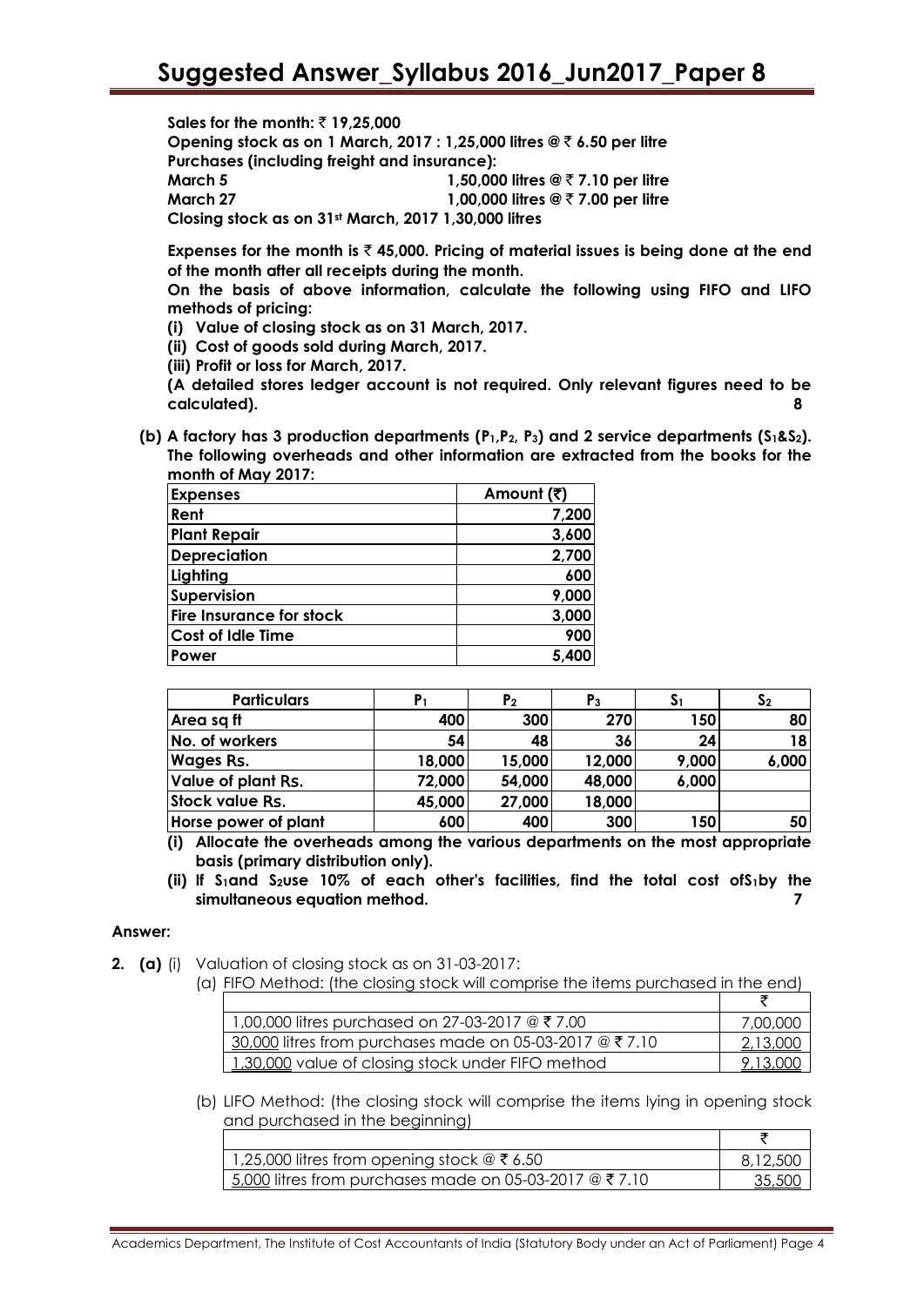**Sales for the month: ₹ 19,25,000**

**Opening stock as on 1 March, 2017 : 1,25,000 litres @ ₹ 6.50 per litre**

**Purchases (including freight and insurance):**

**March 5 1,50,000 litres @ ₹ 7.10 per litre**

**March 27 1,00,000 litres @ ₹ 7.00 per litre**

**Closing stock as on 31st March, 2017 1,30,000 litres**

**Expenses for the month is ₹ 45,000. Pricing of material issues is being done at the end of the month after all receipts during the month.**

**On the basis of above information, calculate the following using FIFO and LIFO methods of pricing:**

**(i) Value of closing stock as on 31 March, 2017.**

**(ii) Cost of goods sold during March, 2017.**

**(iii) Profit or loss for March, 2017.**

**(A detailed stores ledger account is not required. Only relevant figures need to be calculated). 8**

**(b) A factory has 3 production departments ($P_1$, $P_2$, $P_3$) and 2 service departments ($S_1$&$S_2$). The following overheads and other information are extracted from the books for the month of May 2017:**

| Expenses | Amount (₹) |
|---|---|
| Rent | 7,200 |
| Plant Repair | 3,600 |
| Depreciation | 2,700 |
| Lighting | 600 |
| Supervision | 9,000 |
| Fire Insurance for stock | 3,000 |
| Cost of Idle Time | 900 |
| Power | 5,400 |

| Particulars | $P_1$ | $P_2$ | $P_3$ | $S_1$ | $S_2$ |
|---|---|---|---|---|---|
| Area sq ft | 400 | 300 | 270 | 150 | 80 |
| No. of workers | 54 | 48 | 36 | 24 | 18 |
| Wages Rs. | 18,000 | 15,000 | 12,000 | 9,000 | 6,000 |
| Value of plant Rs. | 72,000 | 54,000 | 48,000 | 6,000 | |
| Stock value Rs. | 45,000 | 27,000 | 18,000 | | |
| Horse power of plant | 600 | 400 | 300 | 150 | 50 |

**(i) Allocate the overheads among the various departments on the most appropriate basis (primary distribution only).**

**(ii) If $S_1$and $S_2$use 10% of each other's facilities, find the total cost of$S_1$by the simultaneous equation method. 7**

**Answer:**

**2. (a)** (i) Valuation of closing stock as on 31-03-2017:

(a) FIFO Method: (the closing stock will comprise the items purchased in the end)

| | ₹ |
|---|---|
| 1,00,000 litres purchased on 27-03-2017 @ ₹ 7.00 | 7,00,000 |
| 30,000 litres from purchases made on 05-03-2017 @ ₹ 7.10 | 2,13,000 |
| 1,30,000 value of closing stock under FIFO method | 9,13,000 |

(b) LIFO Method: (the closing stock will comprise the items lying in opening stock and purchased in the beginning)

| | ₹ |
|---|---|
| 1,25,000 litres from opening stock @ ₹ 6.50 | 8,12,500 |
| 5,000 litres from purchases made on 05-03-2017 @ ₹ 7.10 | 35,500 |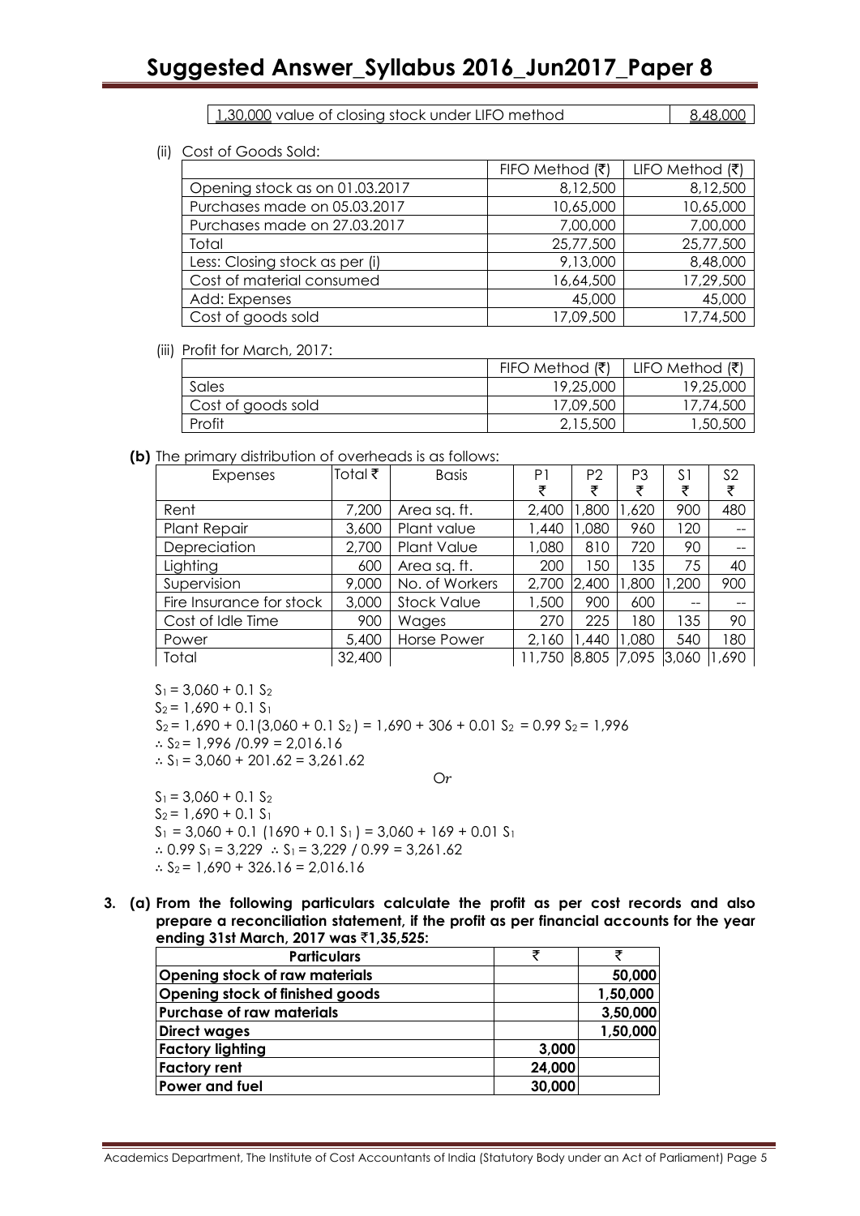| 1,30,000 value of closing stock under LIFO method | 8,48,000 |
|---|---|

(ii) Cost of Goods Sold:

| | FIFO Method (₹) | LIFO Method (₹) |
|---|---|---|
| Opening stock as on 01.03.2017 | 8,12,500 | 8,12,500 |
| Purchases made on 05.03.2017 | 10,65,000 | 10,65,000 |
| Purchases made on 27.03.2017 | 7,00,000 | 7,00,000 |
| Total | 25,77,500 | 25,77,500 |
| Less: Closing stock as per (i) | 9,13,000 | 8,48,000 |
| Cost of material consumed | 16,64,500 | 17,29,500 |
| Add: Expenses | 45,000 | 45,000 |
| Cost of goods sold | 17,09,500 | 17,74,500 |

(iii) Profit for March, 2017:

| | FIFO Method (₹) | LIFO Method (₹) |
|---|---|---|
| Sales | 19,25,000 | 19,25,000 |
| Cost of goods sold | 17,09,500 | 17,74,500 |
| Profit | 2,15,500 | 1,50,500 |

**(b)** The primary distribution of overheads is as follows:

| Expenses | Total ₹ | Basis | P1 ₹ | P2 ₹ | P3 ₹ | S1 ₹ | S2 ₹ |
|---|---|---|---|---|---|---|---|
| Rent | 7,200 | Area sq. ft. | 2,400 | 1,800 | 1,620 | 900 | 480 |
| Plant Repair | 3,600 | Plant value | 1,440 | 1,080 | 960 | 120 | -- |
| Depreciation | 2,700 | Plant Value | 1,080 | 810 | 720 | 90 | -- |
| Lighting | 600 | Area sq. ft. | 200 | 150 | 135 | 75 | 40 |
| Supervision | 9,000 | No. of Workers | 2,700 | 2,400 | 1,800 | 1,200 | 900 |
| Fire Insurance for stock | 3,000 | Stock Value | 1,500 | 900 | 600 | -- | -- |
| Cost of Idle Time | 900 | Wages | 270 | 225 | 180 | 135 | 90 |
| Power | 5,400 | Horse Power | 2,160 | 1,440 | 1,080 | 540 | 180 |
| Total | 32,400 | | 11,750 | 8,805 | 7,095 | 3,060 | 1,690 |

$S_1 = 3,060 + 0.1\ S_2$

$S_2 = 1,690 + 0.1\ S_1$

$S_2 = 1,690 + 0.1(3,060 + 0.1\ S_2) = 1,690 + 306 + 0.01\ S_2 = 0.99\ S_2 = 1,996$

$\therefore S_2 = 1,996 / 0.99 = 2,016.16$

$\therefore S_1 = 3,060 + 201.62 = 3,261.62$

*Or*

$S_1 = 3,060 + 0.1\ S_2$

$S_2 = 1,690 + 0.1\ S_1$

$S_1 = 3,060 + 0.1\ (1690 + 0.1\ S_1) = 3,060 + 169 + 0.01\ S_1$

$\therefore 0.99\ S_1 = 3,229 \quad \therefore S_1 = 3,229 / 0.99 = 3,261.62$

$\therefore S_2 = 1,690 + 326.16 = 2,016.16$

**3. (a) From the following particulars calculate the profit as per cost records and also prepare a reconciliation statement, if the profit as per financial accounts for the year ending 31st March, 2017 was ₹1,35,525:**

| **Particulars** | ₹ | ₹ |
|---|---|---|
| **Opening stock of raw materials** | | **50,000** |
| **Opening stock of finished goods** | | **1,50,000** |
| **Purchase of raw materials** | | **3,50,000** |
| **Direct wages** | | **1,50,000** |
| **Factory lighting** | **3,000** | |
| **Factory rent** | **24,000** | |
| **Power and fuel** | **30,000** | |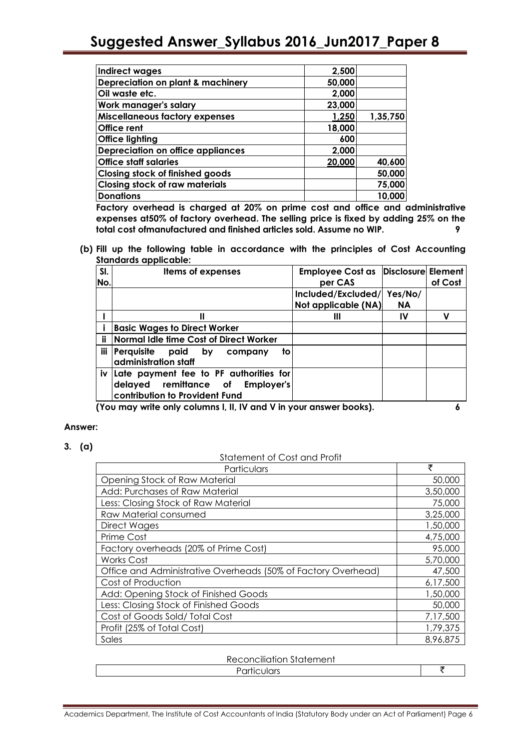| Indirect wages | 2,500 | |
|---|---|---|
| Depreciation on plant & machinery | 50,000 | |
| Oil waste etc. | 2,000 | |
| Work manager's salary | 23,000 | |
| Miscellaneous factory expenses | 1,250 | 1,35,750 |
| Office rent | 18,000 | |
| Office lighting | 600 | |
| Depreciation on office appliances | 2,000 | |
| Office staff salaries | 20,000 | 40,600 |
| Closing stock of finished goods | | 50,000 |
| Closing stock of raw materials | | 75,000 |
| Donations | | 10,000 |

**Factory overhead is charged at 20% on prime cost and office and administrative expenses at50% of factory overhead. The selling price is fixed by adding 25% on the total cost ofmanufactured and finished articles sold. Assume no WIP.** **9**

**(b) Fill up the following table in accordance with the principles of Cost Accounting Standards applicable:**

| Sl. No. | Items of expenses | Employee Cost as per CAS | Disclosure | Element of Cost |
|---|---|---|---|---|
| | | Included/Excluded/ Not applicable (NA) | Yes/No/ NA | |
| I | II | III | IV | V |
| i | Basic Wages to Direct Worker | | | |
| ii | Normal Idle time Cost of Direct Worker | | | |
| iii | Perquisite paid by company to administration staff | | | |
| iv | Late payment fee to PF authorities for delayed remittance of Employer's contribution to Provident Fund | | | |

**(You may write only columns I, II, IV and V in your answer books).** **6**

**Answer:**

**3. (a)**

Statement of Cost and Profit

| Particulars | ₹ |
|---|---|
| Opening Stock of Raw Material | 50,000 |
| Add: Purchases of Raw Material | 3,50,000 |
| Less: Closing Stock of Raw Material | 75,000 |
| Raw Material consumed | 3,25,000 |
| Direct Wages | 1,50,000 |
| Prime Cost | 4,75,000 |
| Factory overheads (20% of Prime Cost) | 95,000 |
| Works Cost | 5,70,000 |
| Office and Administrative Overheads (50% of Factory Overhead) | 47,500 |
| Cost of Production | 6,17,500 |
| Add: Opening Stock of Finished Goods | 1,50,000 |
| Less: Closing Stock of Finished Goods | 50,000 |
| Cost of Goods Sold/ Total Cost | 7,17,500 |
| Profit (25% of Total Cost) | 1,79,375 |
| Sales | 8,96,875 |

Reconciliation Statement

| Particulars | ₹ |
|---|---|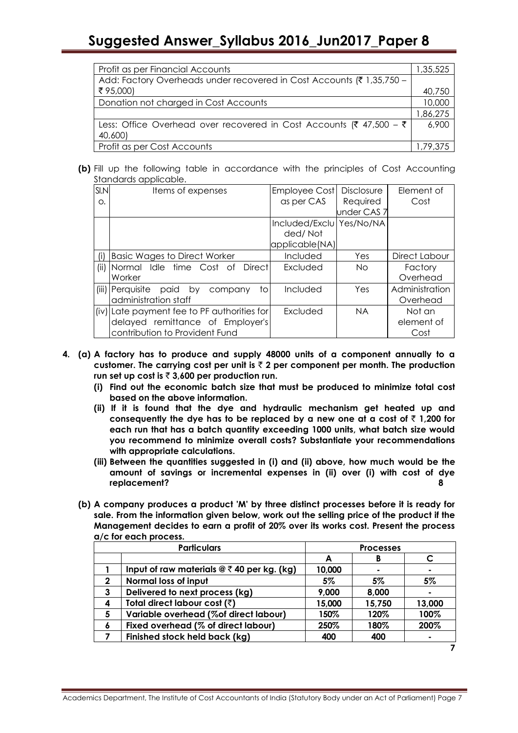| Profit as per Financial Accounts | 1,35,525 |
|---|---|
| Add: Factory Overheads under recovered in Cost Accounts (₹ 1,35,750 – ₹ 95,000) | 40,750 |
| Donation not charged in Cost Accounts | 10,000 |
| | 1,86,275 |
| Less: Office Overhead over recovered in Cost Accounts (₹ 47,500 – ₹ 40,600) | 6,900 |
| Profit as per Cost Accounts | 1,79,375 |

**(b)** Fill up the following table in accordance with the principles of Cost Accounting Standards applicable.

| Sl.No. | Items of expenses | Employee Cost as per CAS | Disclosure Required under CAS 7 | Element of Cost |
|---|---|---|---|---|
| | | Included/Excluded/ Not applicable(NA) | Yes/No/NA | |
| (i) | Basic Wages to Direct Worker | Included | Yes | Direct Labour |
| (ii) | Normal Idle time Cost of Direct Worker | Excluded | No | Factory Overhead |
| (iii) | Perquisite paid by company to administration staff | Included | Yes | Administration Overhead |
| (iv) | Late payment fee to PF authorities for delayed remittance of Employer's contribution to Provident Fund | Excluded | NA | Not an element of Cost |

**4. (a) A factory has to produce and supply 48000 units of a component annually to a customer. The carrying cost per unit is ₹ 2 per component per month. The production run set up cost is ₹ 3,600 per production run.**

**(i) Find out the economic batch size that must be produced to minimize total cost based on the above information.**

**(ii) If it is found that the dye and hydraulic mechanism get heated up and consequently the dye has to be replaced by a new one at a cost of ₹ 1,200 for each run that has a batch quantity exceeding 1000 units, what batch size would you recommend to minimize overall costs? Substantiate your recommendations with appropriate calculations.**

**(iii) Between the quantities suggested in (i) and (ii) above, how much would be the amount of savings or incremental expenses in (ii) over (i) with cost of dye replacement?** **8**

**(b) A company produces a product 'M' by three distinct processes before it is ready for sale. From the information given below, work out the selling price of the product if the Management decides to earn a profit of 20% over its works cost. Present the process a/c for each process.**

| | Particulars | Processes | | |
|---|---|---|---|---|
| | | **A** | **B** | **C** |
| **1** | **Input of raw materials @ ₹ 40 per kg. (kg)** | **10,000** | **-** | **-** |
| **2** | **Normal loss of input** | **5%** | **5%** | **5%** |
| **3** | **Delivered to next process (kg)** | **9,000** | **8,000** | **-** |
| **4** | **Total direct labour cost (₹)** | **15,000** | **15,750** | **13,000** |
| **5** | **Variable overhead (%of direct labour)** | **150%** | **120%** | **100%** |
| **6** | **Fixed overhead (% of direct labour)** | **250%** | **180%** | **200%** |
| **7** | **Finished stock held back (kg)** | **400** | **400** | **-** |

**7**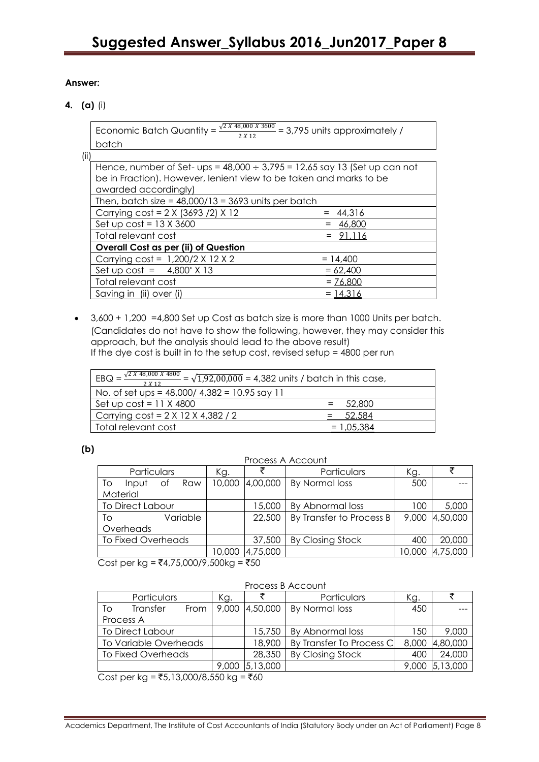**Answer:**

**4. (a)** (i)

| Economic Batch Quantity = $\frac{\sqrt{2 X 48,000 X 3600}}{2 X 12}$ = 3,795 units approximately / batch |
|---|

(ii)

| | |
|---|---|
| Hence, number of Set- ups = 48,000 ÷ 3,795 = 12.65 say 13 (Set up can not be in Fraction). However, lenient view to be taken and marks to be awarded accordingly) | |
| Then, batch size = 48,000/13 = 3693 units per batch | |
| Carrying cost = 2 X (3693 /2) X 12 | = 44,316 |
| Set up cost = 13 X 3600 | = 46,800 |
| Total relevant cost | = 91,116 |
| **Overall Cost as per (ii) of Question** | |
| Carrying cost = 1,200/2 X 12 X 2 | = 14,400 |
| Set up cost = 4,800* X 13 | = 62,400 |
| Total relevant cost | = 76,800 |
| Saving in (ii) over (i) | = 14,316 |

- 3,600 + 1,200 =4,800 Set up Cost as batch size is more than 1000 Units per batch. (Candidates do not have to show the following, however, they may consider this approach, but the analysis should lead to the above result)
  If the dye cost is built in to the setup cost, revised setup = 4800 per run

| | |
|---|---|
| EBQ = $\frac{\sqrt{2 X 48,000 X 4800}}{2 X 12}$ = $\sqrt{1,92,00,000}$ = 4,382 units / batch in this case, | |
| No. of set ups = 48,000/ 4,382 = 10.95 say 11 | |
| Set up cost = 11 X 4800 | = 52,800 |
| Carrying cost = 2 X 12 X 4,382 / 2 | = 52,584 |
| Total relevant cost | = 1,05,384 |

**(b)**

Process A Account

| Particulars | Kg. | ₹ | Particulars | Kg. | ₹ |
|---|---|---|---|---|---|
| To Input of Raw Material | 10,000 | 4,00,000 | By Normal loss | 500 | --- |
| To Direct Labour | | 15,000 | By Abnormal loss | 100 | 5,000 |
| To Variable Overheads | | 22,500 | By Transfer to Process B | 9,000 | 4,50,000 |
| To Fixed Overheads | | 37,500 | By Closing Stock | 400 | 20,000 |
| | 10,000 | 4,75,000 | | 10,000 | 4,75,000 |

Cost per kg = ₹4,75,000/9,500kg = ₹50

Process B Account

| Particulars | Kg. | ₹ | Particulars | Kg. | ₹ |
|---|---|---|---|---|---|
| To Transfer From Process A | 9,000 | 4,50,000 | By Normal loss | 450 | --- |
| To Direct Labour | | 15,750 | By Abnormal loss | 150 | 9,000 |
| To Variable Overheads | | 18,900 | By Transfer To Process C | 8,000 | 4,80,000 |
| To Fixed Overheads | | 28,350 | By Closing Stock | 400 | 24,000 |
| | 9,000 | 5,13,000 | | 9,000 | 5,13,000 |

Cost per kg = ₹5,13,000/8,550 kg = ₹60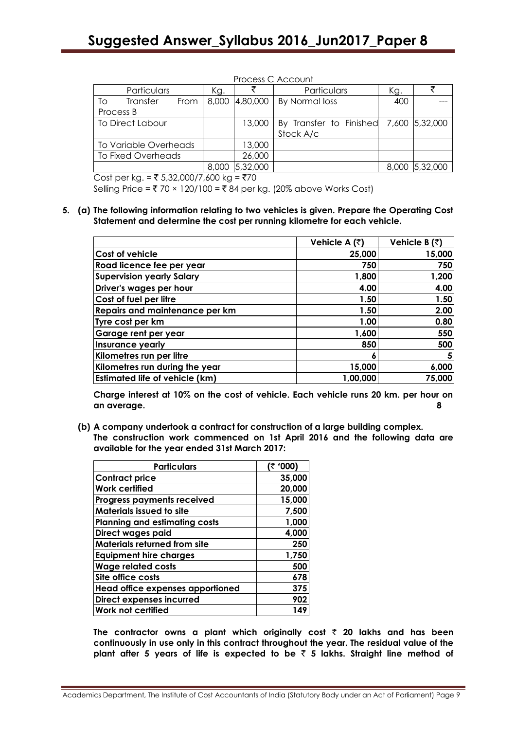Process C Account

| Particulars | Kg. | ₹ | Particulars | Kg. | ₹ |
|---|---|---|---|---|---|
| To Transfer From Process B | 8,000 | 4,80,000 | By Normal loss | 400 | --- |
| To Direct Labour | | 13,000 | By Transfer to Finished Stock A/c | 7,600 | 5,32,000 |
| To Variable Overheads | | 13,000 | | | |
| To Fixed Overheads | | 26,000 | | | |
| | 8,000 | 5,32,000 | | 8,000 | 5,32,000 |

Cost per kg. = ₹ 5,32,000/7,600 kg = ₹70

Selling Price = ₹ 70 × 120/100 = ₹ 84 per kg. (20% above Works Cost)

**5. (a) The following information relating to two vehicles is given. Prepare the Operating Cost Statement and determine the cost per running kilometre for each vehicle.**

| | Vehicle A (₹) | Vehicle B (₹) |
|---|---|---|
| Cost of vehicle | 25,000 | 15,000 |
| Road licence fee per year | 750 | 750 |
| Supervision yearly Salary | 1,800 | 1,200 |
| Driver's wages per hour | 4.00 | 4.00 |
| Cost of fuel per litre | 1.50 | 1.50 |
| Repairs and maintenance per km | 1.50 | 2.00 |
| Tyre cost per km | 1.00 | 0.80 |
| Garage rent per year | 1,600 | 550 |
| Insurance yearly | 850 | 500 |
| Kilometres run per litre | 6 | 5 |
| Kilometres run during the year | 15,000 | 6,000 |
| Estimated life of vehicle (km) | 1,00,000 | 75,000 |

**Charge interest at 10% on the cost of vehicle. Each vehicle runs 20 km. per hour on an average.** **8**

**(b) A company undertook a contract for construction of a large building complex. The construction work commenced on 1st April 2016 and the following data are available for the year ended 31st March 2017:**

| Particulars | (₹ '000) |
|---|---|
| Contract price | 35,000 |
| Work certified | 20,000 |
| Progress payments received | 15,000 |
| Materials issued to site | 7,500 |
| Planning and estimating costs | 1,000 |
| Direct wages paid | 4,000 |
| Materials returned from site | 250 |
| Equipment hire charges | 1,750 |
| Wage related costs | 500 |
| Site office costs | 678 |
| Head office expenses apportioned | 375 |
| Direct expenses incurred | 902 |
| Work not certified | 149 |

**The contractor owns a plant which originally cost ₹ 20 lakhs and has been continuously in use only in this contract throughout the year. The residual value of the plant after 5 years of life is expected to be ₹ 5 lakhs. Straight line method of**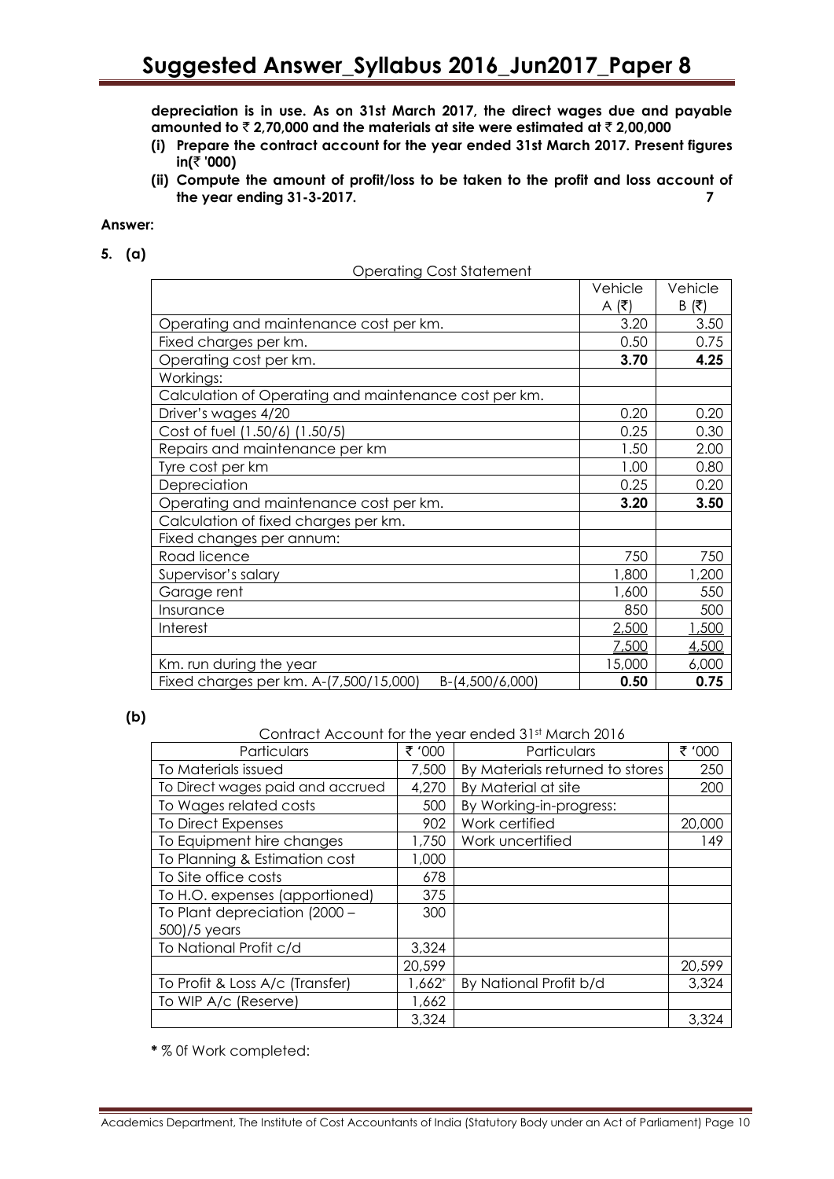**depreciation is in use. As on 31st March 2017, the direct wages due and payable amounted to ₹ 2,70,000 and the materials at site were estimated at ₹ 2,00,000**

**(i) Prepare the contract account for the year ended 31st March 2017. Present figures in(₹ '000)**

**(ii) Compute the amount of profit/loss to be taken to the profit and loss account of the year ending 31-3-2017.** **7**

**Answer:**

**5. (a)**

Operating Cost Statement

| | Vehicle A (₹) | Vehicle B (₹) |
|---|---|---|
| Operating and maintenance cost per km. | 3.20 | 3.50 |
| Fixed charges per km. | 0.50 | 0.75 |
| Operating cost per km. | **3.70** | **4.25** |
| Workings: | | |
| Calculation of Operating and maintenance cost per km. | | |
| Driver's wages 4/20 | 0.20 | 0.20 |
| Cost of fuel (1.50/6) (1.50/5) | 0.25 | 0.30 |
| Repairs and maintenance per km | 1.50 | 2.00 |
| Tyre cost per km | 1.00 | 0.80 |
| Depreciation | 0.25 | 0.20 |
| Operating and maintenance cost per km. | **3.20** | **3.50** |
| Calculation of fixed charges per km. | | |
| Fixed changes per annum: | | |
| Road licence | 750 | 750 |
| Supervisor's salary | 1,800 | 1,200 |
| Garage rent | 1,600 | 550 |
| Insurance | 850 | 500 |
| Interest | 2,500 | 1,500 |
| | 7,500 | 4,500 |
| Km. run during the year | 15,000 | 6,000 |
| Fixed charges per km. A-(7,500/15,000) B-(4,500/6,000) | **0.50** | **0.75** |

**(b)**

Contract Account for the year ended 31st March 2016

| Particulars | ₹ '000 | Particulars | ₹ '000 |
|---|---|---|---|
| To Materials issued | 7,500 | By Materials returned to stores | 250 |
| To Direct wages paid and accrued | 4,270 | By Material at site | 200 |
| To Wages related costs | 500 | By Working-in-progress: | |
| To Direct Expenses | 902 | Work certified | 20,000 |
| To Equipment hire changes | 1,750 | Work uncertified | 149 |
| To Planning & Estimation cost | 1,000 | | |
| To Site office costs | 678 | | |
| To H.O. expenses (apportioned) | 375 | | |
| To Plant depreciation (2000 – 500)/5 years | 300 | | |
| To National Profit c/d | 3,324 | | |
| | 20,599 | | 20,599 |
| To Profit & Loss A/c (Transfer) | 1,662* | By National Profit b/d | 3,324 |
| To WIP A/c (Reserve) | 1,662 | | |
| | 3,324 | | 3,324 |

**\*** % 0f Work completed: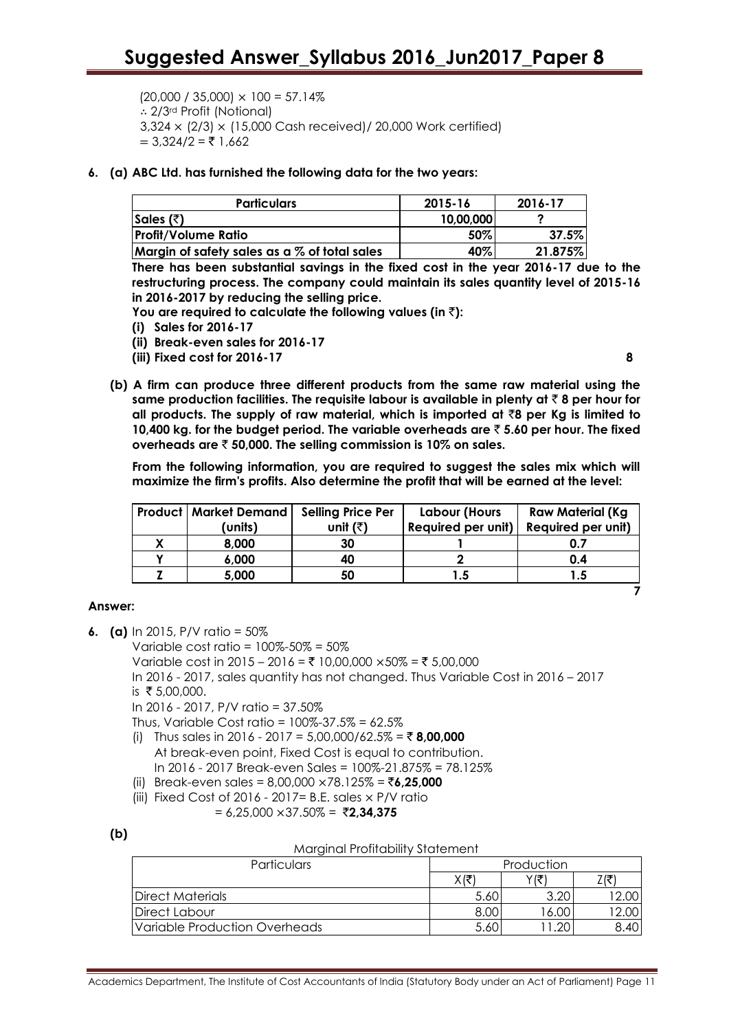(20,000 / 35,000) × 100 = 57.14%
∴ 2/3rd Profit (Notional)
3,324 × (2/3) × (15,000 Cash received)/ 20,000 Work certified)
= 3,324/2 = ₹ 1,662

**6. (a) ABC Ltd. has furnished the following data for the two years:**

| Particulars | 2015-16 | 2016-17 |
|---|---|---|
| Sales (₹) | 10,00,000 | ? |
| Profit/Volume Ratio | 50% | 37.5% |
| Margin of safety sales as a % of total sales | 40% | 21.875% |

**There has been substantial savings in the fixed cost in the year 2016-17 due to the restructuring process. The company could maintain its sales quantity level of 2015-16 in 2016-2017 by reducing the selling price.**

**You are required to calculate the following values (in ₹):**

**(i) Sales for 2016-17**

**(ii) Break-even sales for 2016-17**

**(iii) Fixed cost for 2016-17** **8**

**(b) A firm can produce three different products from the same raw material using the same production facilities. The requisite labour is available in plenty at ₹ 8 per hour for all products. The supply of raw material, which is imported at ₹8 per Kg is limited to 10,400 kg. for the budget period. The variable overheads are ₹ 5.60 per hour. The fixed overheads are ₹ 50,000. The selling commission is 10% on sales.**

**From the following information, you are required to suggest the sales mix which will maximize the firm's profits. Also determine the profit that will be earned at the level:**

| Product | Market Demand (units) | Selling Price Per unit (₹) | Labour (Hours Required per unit) | Raw Material (Kg Required per unit) |
|---|---|---|---|---|
| X | 8,000 | 30 | 1 | 0.7 |
| Y | 6,000 | 40 | 2 | 0.4 |
| Z | 5,000 | 50 | 1.5 | 1.5 |

**7**

**Answer:**

**6. (a)** In 2015, P/V ratio = 50%

Variable cost ratio = 100%-50% = 50%

Variable cost in 2015 – 2016 = ₹ 10,00,000 ×50% = ₹ 5,00,000

In 2016 - 2017, sales quantity has not changed. Thus Variable Cost in 2016 – 2017 is ₹ 5,00,000.

In 2016 - 2017, P/V ratio = 37.50%

Thus, Variable Cost ratio = 100%-37.5% = 62.5%

(i) Thus sales in 2016 - 2017 = 5,00,000/62.5% = ₹ **8,00,000**
At break-even point, Fixed Cost is equal to contribution.
In 2016 - 2017 Break-even Sales = 100%-21.875% = 78.125%

(ii) Break-even sales = 8,00,000 ×78.125% = ₹**6,25,000**

(iii) Fixed Cost of 2016 - 2017= B.E. sales × P/V ratio
= 6,25,000 ×37.50% = ₹**2,34,375**

**(b)**

Marginal Profitability Statement

| Particulars | Production | | |
|---|---|---|---|
| | X(₹) | Y(₹) | Z(₹) |
| Direct Materials | 5.60 | 3.20 | 12.00 |
| Direct Labour | 8.00 | 16.00 | 12.00 |
| Variable Production Overheads | 5.60 | 11.20 | 8.40 |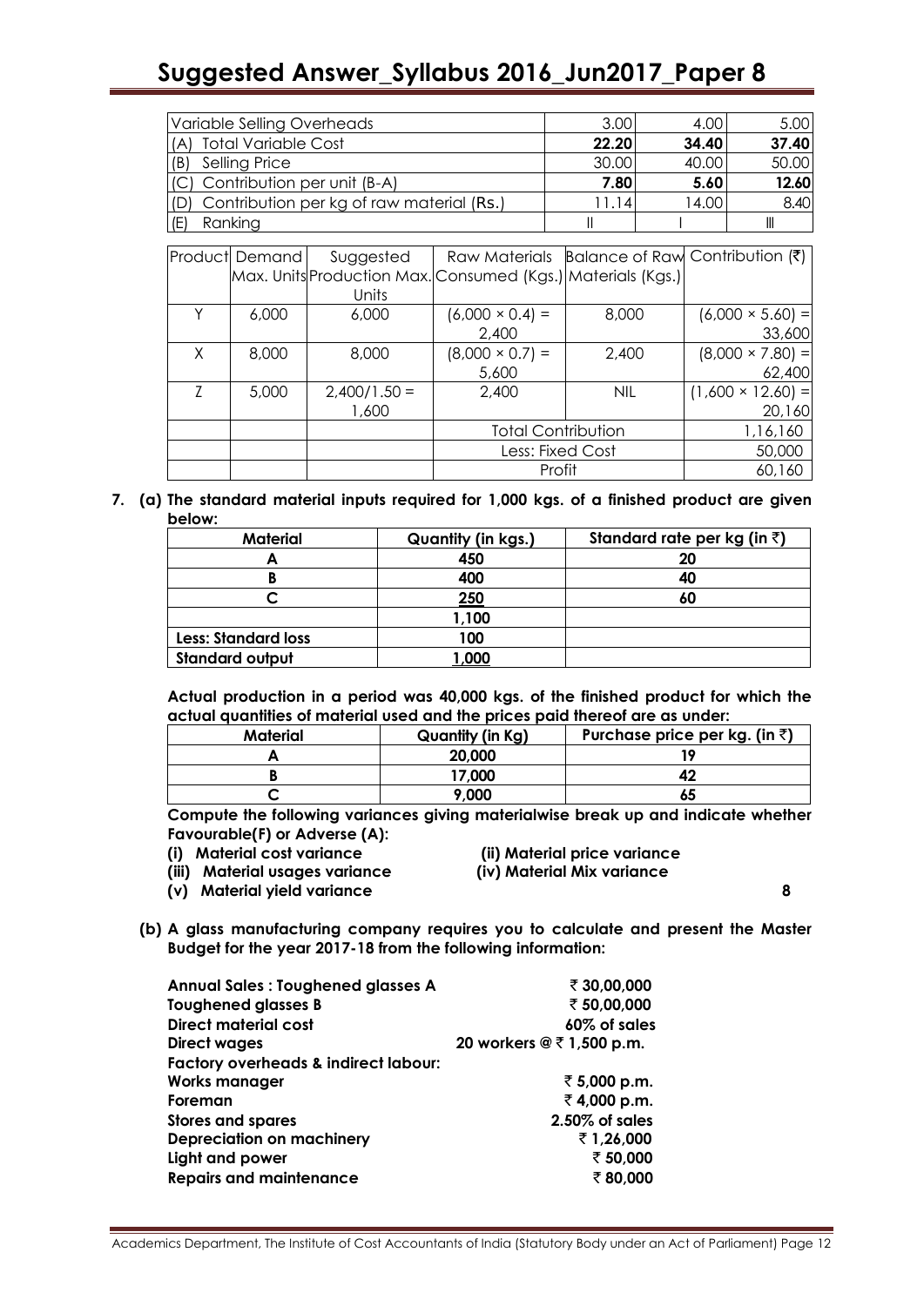| | | | |
|---|---|---|---|
| Variable Selling Overheads | 3.00 | 4.00 | 5.00 |
| (A) Total Variable Cost | **22.20** | **34.40** | **37.40** |
| (B) Selling Price | 30.00 | 40.00 | 50.00 |
| (C) Contribution per unit (B-A) | **7.80** | **5.60** | **12.60** |
| (D) Contribution per kg of raw material (Rs.) | 11.14 | 14.00 | 8.40 |
| (E) Ranking | II | I | III |

| Product | Demand Max. Units | Suggested Production Max. Units | Raw Materials Consumed (Kgs.) | Balance of Raw Materials (Kgs.) | Contribution (₹) |
|---|---|---|---|---|---|
| Y | 6,000 | 6,000 | (6,000 × 0.4) = 2,400 | 8,000 | (6,000 × 5.60) = 33,600 |
| X | 8,000 | 8,000 | (8,000 × 0.7) = 5,600 | 2,400 | (8,000 × 7.80) = 62,400 |
| Z | 5,000 | 2,400/1.50 = 1,600 | 2,400 | NIL | (1,600 × 12.60) = 20,160 |
| | | | Total Contribution | | 1,16,160 |
| | | | Less: Fixed Cost | | 50,000 |
| | | | Profit | | 60,160 |

**7. (a) The standard material inputs required for 1,000 kgs. of a finished product are given below:**

| Material | Quantity (in kgs.) | Standard rate per kg (in ₹) |
|---|---|---|
| A | 450 | 20 |
| B | 400 | 40 |
| C | 250 | 60 |
| | 1,100 | |
| Less: Standard loss | 100 | |
| Standard output | 1,000 | |

**Actual production in a period was 40,000 kgs. of the finished product for which the actual quantities of material used and the prices paid thereof are as under:**

| Material | Quantity (in Kg) | Purchase price per kg. (in ₹) |
|---|---|---|
| A | 20,000 | 19 |
| B | 17,000 | 42 |
| C | 9,000 | 65 |

**Compute the following variances giving materialwise break up and indicate whether Favourable(F) or Adverse (A):**

**(i) Material cost variance**
**(ii) Material price variance**
**(iii) Material usages variance**
**(iv) Material Mix variance**
**(v) Material yield variance** **8**

**(b) A glass manufacturing company requires you to calculate and present the Master Budget for the year 2017-18 from the following information:**

| | |
|---|---|
| **Annual Sales : Toughened glasses A** | **₹ 30,00,000** |
| **Toughened glasses B** | **₹ 50,00,000** |
| **Direct material cost** | **60% of sales** |
| **Direct wages** | **20 workers @ ₹ 1,500 p.m.** |
| **Factory overheads & indirect labour:** | |
| **Works manager** | **₹ 5,000 p.m.** |
| **Foreman** | **₹ 4,000 p.m.** |
| **Stores and spares** | **2.50% of sales** |
| **Depreciation on machinery** | **₹ 1,26,000** |
| **Light and power** | **₹ 50,000** |
| **Repairs and maintenance** | **₹ 80,000** |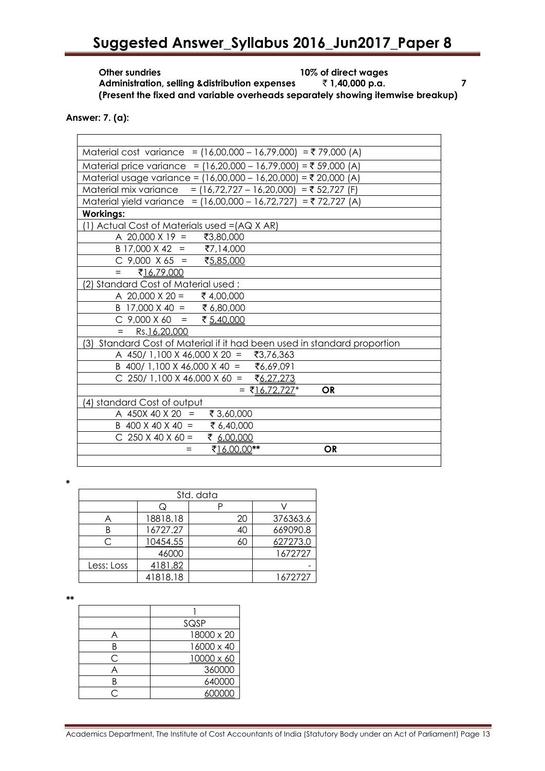**Other sundries** **10% of direct wages**
**Administration, selling &distribution expenses** **₹ 1,40,000 p.a.** **7**
**(Present the fixed and variable overheads separately showing itemwise breakup)**

**Answer: 7. (a):**

| |
|---|
| Material cost variance = (16,00,000 – 16,79,000) = ₹ 79,000 (A) |
| Material price variance = (16,20,000 – 16,79,000) = ₹ 59,000 (A) |
| Material usage variance = (16,00,000 – 16,20,000) = ₹ 20,000 (A) |
| Material mix variance = (16,72,727 – 16,20,000) = ₹ 52,727 (F) |
| Material yield variance = (16,00,000 – 16,72,727) = ₹ 72,727 (A) |
| **Workings:** |
| (1) Actual Cost of Materials used =(AQ X AR) |
| A 20,000 X 19 = ₹3,80,000 |
| B 17,000 X 42 = ₹7,14,000 |
| C 9,000 X 65 = ₹5,85,000 |
| = ₹16,79,000 |
| (2) Standard Cost of Material used : |
| A 20,000 X 20 = ₹ 4,00,000 |
| B 17,000 X 40 = ₹ 6,80,000 |
| C 9,000 X 60 = ₹ 5,40,000 |
| = Rs.16,20,000 |
| (3) Standard Cost of Material if it had been used in standard proportion |
| A 450/ 1,100 X 46,000 X 20 = ₹3,76,363 |
| B 400/ 1,100 X 46,000 X 40 = ₹6,69,091 |
| C 250/ 1,100 X 46,000 X 60 = ₹6,27,273 |
| = ₹16,72,727* **OR** |
| (4) standard Cost of output |
| A 450X 40 X 20 = ₹ 3,60,000 |
| B 400 X 40 X 40 = ₹ 6,40,000 |
| C 250 X 40 X 60 = ₹ 6,00,000 |
| = ₹16,00,00** **OR** |

*

| Std. data | | | |
|---|---|---|---|
| | Q | P | V |
| A | 18818.18 | 20 | 376363.6 |
| B | 16727.27 | 40 | 669090.8 |
| C | 10454.55 | 60 | 627273.0 |
| | 46000 | | 1672727 |
| Less: Loss | 4181.82 | | - |
| | 41818.18 | | 1672727 |

**

| | 1 |
|---|---|
| | SQSP |
| A | 18000 x 20 |
| B | 16000 x 40 |
| C | 10000 x 60 |
| A | 360000 |
| B | 640000 |
| C | 600000 |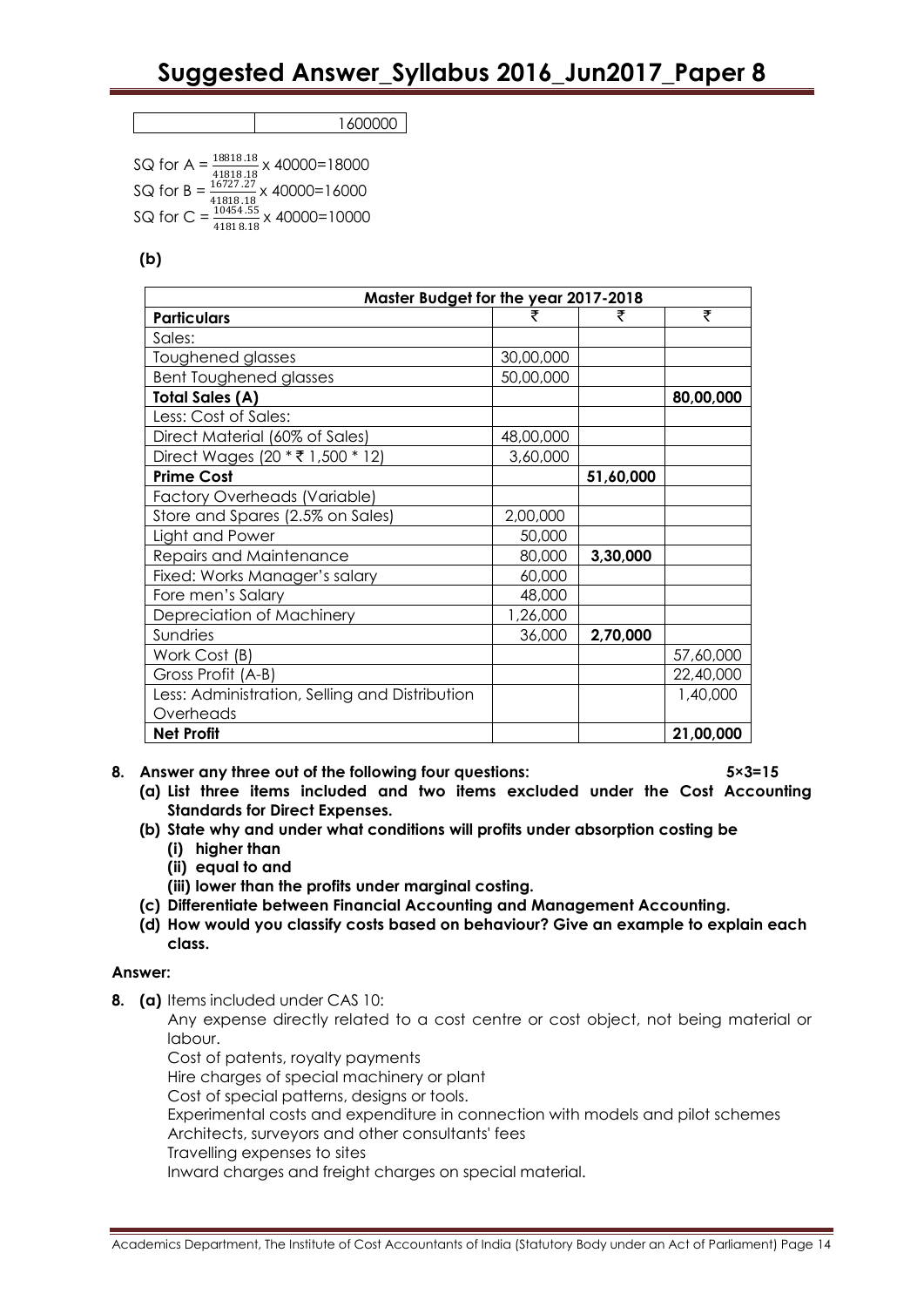| | 1600000 |
|---|---|

SQ for A = $\frac{18818.18}{41818.18}$ x 40000=18000
SQ for B = $\frac{16727.27}{41818.18}$ x 40000=16000
SQ for C = $\frac{10454.55}{41818.18}$ x 40000=10000

**(b)**

| Master Budget for the year 2017-2018 | | | |
|---|---|---|---|
| **Particulars** | ₹ | ₹ | ₹ |
| Sales: | | | |
| Toughened glasses | 30,00,000 | | |
| Bent Toughened glasses | 50,00,000 | | |
| **Total Sales (A)** | | | **80,00,000** |
| Less: Cost of Sales: | | | |
| Direct Material (60% of Sales) | 48,00,000 | | |
| Direct Wages (20 * ₹ 1,500 * 12) | 3,60,000 | | |
| **Prime Cost** | | **51,60,000** | |
| Factory Overheads (Variable) | | | |
| Store and Spares (2.5% on Sales) | 2,00,000 | | |
| Light and Power | 50,000 | | |
| Repairs and Maintenance | 80,000 | **3,30,000** | |
| Fixed: Works Manager's salary | 60,000 | | |
| Fore men's Salary | 48,000 | | |
| Depreciation of Machinery | 1,26,000 | | |
| Sundries | 36,000 | **2,70,000** | |
| Work Cost (B) | | | 57,60,000 |
| Gross Profit (A-B) | | | 22,40,000 |
| Less: Administration, Selling and Distribution Overheads | | | 1,40,000 |
| **Net Profit** | | | **21,00,000** |

**8. Answer any three out of the following four questions: 5×3=15**

**(a) List three items included and two items excluded under the Cost Accounting Standards for Direct Expenses.**

**(b) State why and under what conditions will profits under absorption costing be**
   **(i) higher than**
   **(ii) equal to and**
   **(iii) lower than the profits under marginal costing.**

**(c) Differentiate between Financial Accounting and Management Accounting.**

**(d) How would you classify costs based on behaviour? Give an example to explain each class.**

**Answer:**

**8. (a)** Items included under CAS 10:

Any expense directly related to a cost centre or cost object, not being material or labour.

Cost of patents, royalty payments

Hire charges of special machinery or plant

Cost of special patterns, designs or tools.

Experimental costs and expenditure in connection with models and pilot schemes

Architects, surveyors and other consultants' fees

Travelling expenses to sites

Inward charges and freight charges on special material.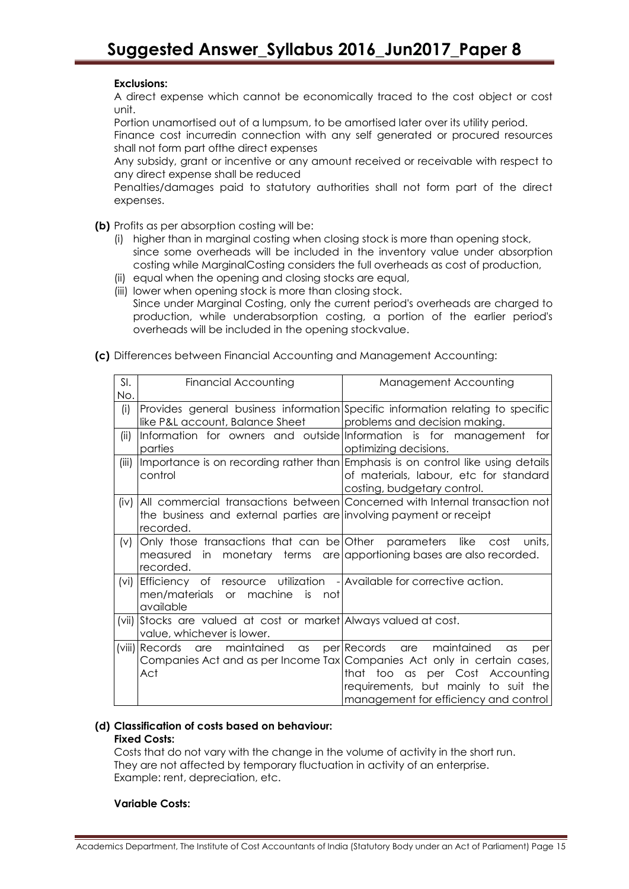**Exclusions:**

A direct expense which cannot be economically traced to the cost object or cost unit.

Portion unamortised out of a lumpsum, to be amortised later over its utility period.

Finance cost incurredin connection with any self generated or procured resources shall not form part ofthe direct expenses

Any subsidy, grant or incentive or any amount received or receivable with respect to any direct expense shall be reduced

Penalties/damages paid to statutory authorities shall not form part of the direct expenses.

**(b)** Profits as per absorption costing will be:

(i) higher than in marginal costing when closing stock is more than opening stock, since some overheads will be included in the inventory value under absorption costing while MarginalCosting considers the full overheads as cost of production,

(ii) equal when the opening and closing stocks are equal,

(iii) lower when opening stock is more than closing stock.
Since under Marginal Costing, only the current period's overheads are charged to production, while underabsorption costing, a portion of the earlier period's overheads will be included in the opening stockvalue.

**(c)** Differences between Financial Accounting and Management Accounting:

| Sl. No. | Financial Accounting | Management Accounting |
|---|---|---|
| (i) | Provides general business information like P&L account, Balance Sheet | Specific information relating to specific problems and decision making. |
| (ii) | Information for owners and outside parties | Information is for management for optimizing decisions. |
| (iii) | Importance is on recording rather than control | Emphasis is on control like using details of materials, labour, etc for standard costing, budgetary control. |
| (iv) | All commercial transactions between the business and external parties are recorded. | Concerned with Internal transaction not involving payment or receipt |
| (v) | Only those transactions that can be measured in monetary terms are recorded. | Other parameters like cost units, apportioning bases are also recorded. |
| (vi) | Efficiency of resource utilization - men/materials or machine is not available | Available for corrective action. |
| (vii) | Stocks are valued at cost or market value, whichever is lower. | Always valued at cost. |
| (viii) | Records are maintained as per Companies Act and as per Income Tax Act | Records are maintained as per Companies Act only in certain cases, that too as per Cost Accounting requirements, but mainly to suit the management for efficiency and control |

**(d) Classification of costs based on behaviour:**

**Fixed Costs:**

Costs that do not vary with the change in the volume of activity in the short run.
They are not affected by temporary fluctuation in activity of an enterprise.
Example: rent, depreciation, etc.

**Variable Costs:**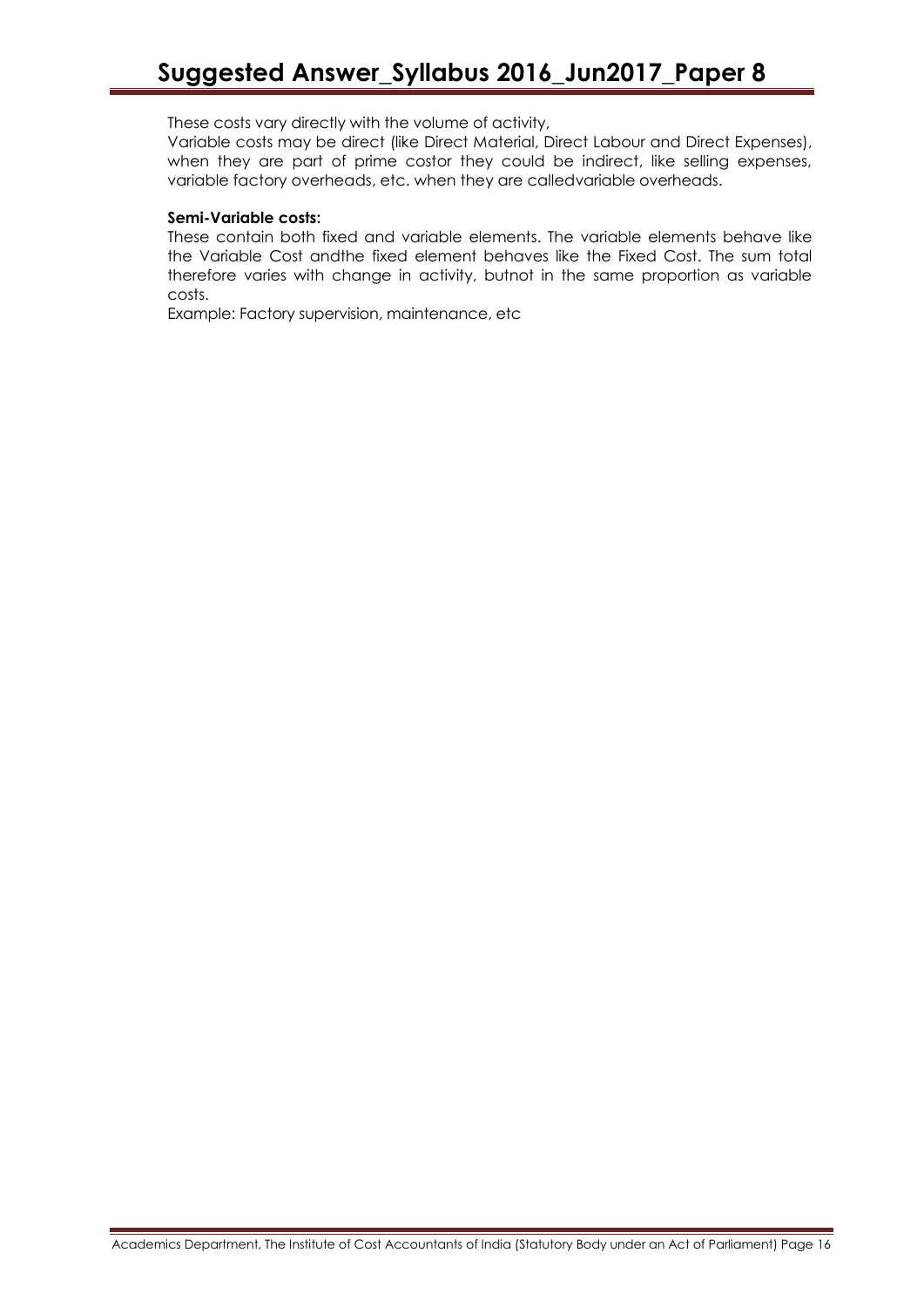These costs vary directly with the volume of activity,

Variable costs may be direct (like Direct Material, Direct Labour and Direct Expenses), when they are part of prime costor they could be indirect, like selling expenses, variable factory overheads, etc. when they are calledvariable overheads.

**Semi-Variable costs:**

These contain both fixed and variable elements. The variable elements behave like the Variable Cost andthe fixed element behaves like the Fixed Cost. The sum total therefore varies with change in activity, butnot in the same proportion as variable costs.

Example: Factory supervision, maintenance, etc